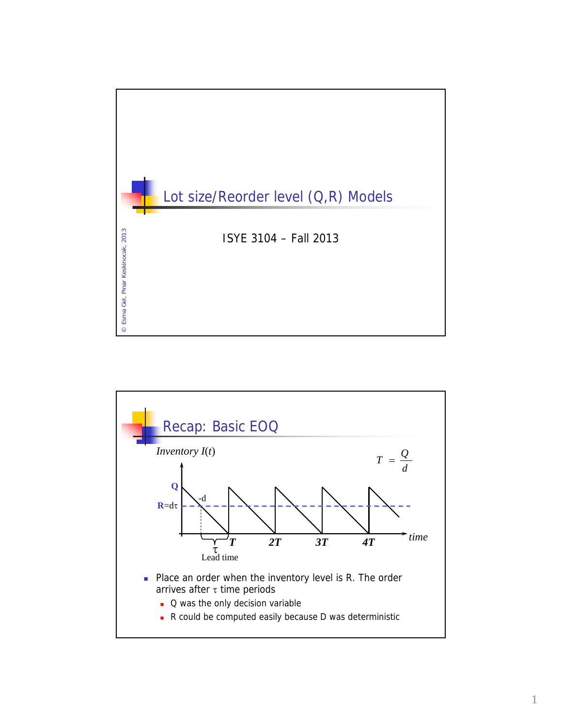# Lot size/Reorder level (Q,R) Models

ISYE 3104 – Fall 2013

© Esma Gel, Pinar Keskinocak, 2013

## Recap: Basic EOQ

Inventory $I(t)$

$$T = \frac{Q}{d}$$

Q

-d

R=$d\tau$

$\tau$

Lead time

T 2T 3T 4T time

- Place an order when the inventory level is R. The order arrives after $\tau$ time periods
  - Q was the only decision variable
  - R could be computed easily because D was deterministic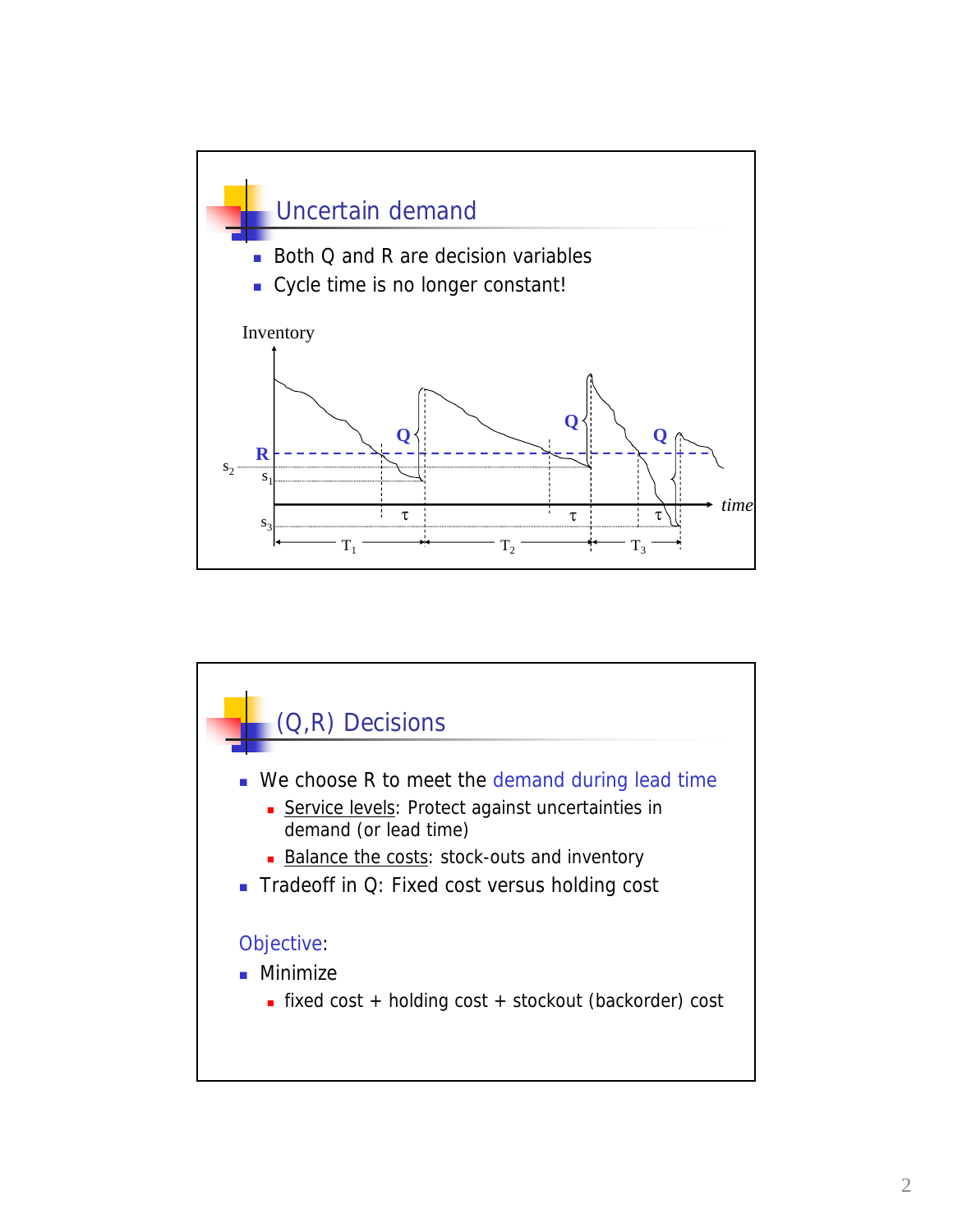## Uncertain demand

- Both Q and R are decision variables
- Cycle time is no longer constant!

## (Q,R) Decisions

- We choose R to meet the demand during lead time
  - Service levels: Protect against uncertainties in demand (or lead time)
  - Balance the costs: stock-outs and inventory
- Tradeoff in Q: Fixed cost versus holding cost

Objective:

- Minimize
  - fixed cost + holding cost + stockout (backorder) cost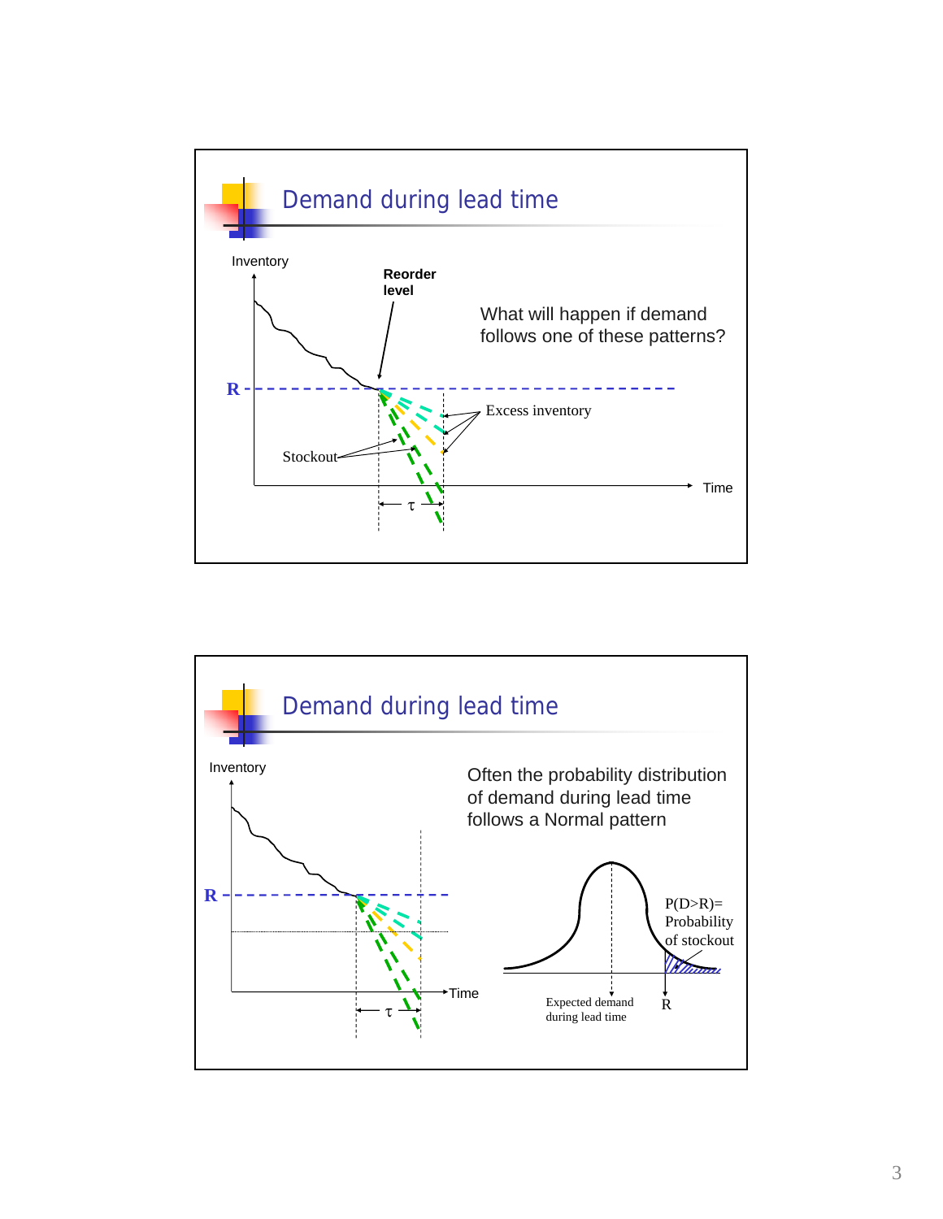## Demand during lead time

Inventory

Reorder level

R

What will happen if demand follows one of these patterns?

Excess inventory

Stockout

$\tau$

Time

## Demand during lead time

Inventory

Often the probability distribution of demand during lead time follows a Normal pattern

R

$\tau$

Time

$P(D>R)$= Probability of stockout

Expected demand during lead time

R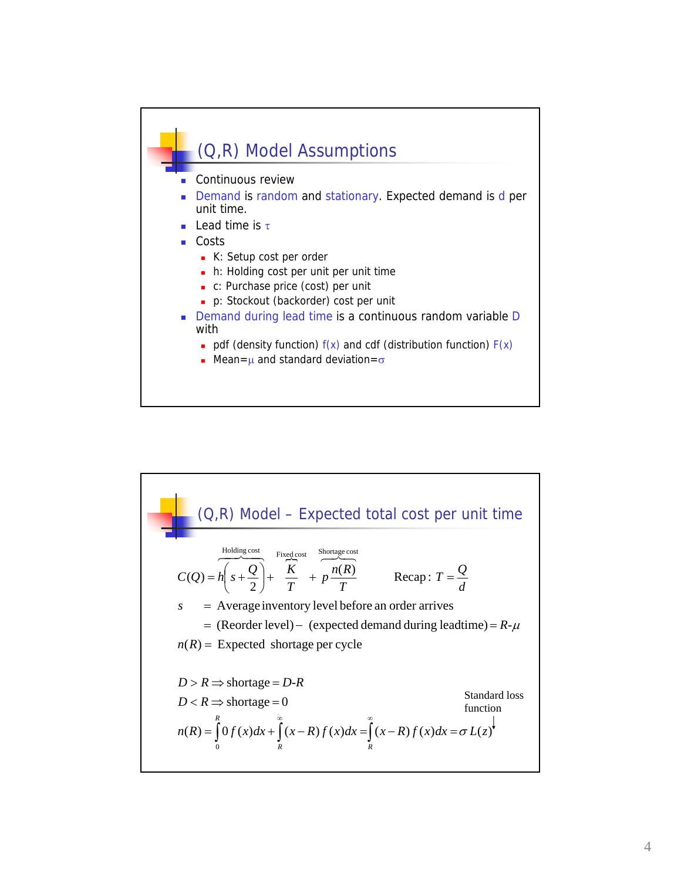## (Q,R) Model Assumptions

- Continuous review
- Demand is random and stationary. Expected demand is $d$ per unit time.
- Lead time is $\tau$
- Costs
  - K: Setup cost per order
  - h: Holding cost per unit per unit time
  - c: Purchase price (cost) per unit
  - p: Stockout (backorder) cost per unit
- Demand during lead time is a continuous random variable D with
  - pdf (density function) $f(x)$ and cdf (distribution function) $F(x)$
  - Mean=$\mu$ and standard deviation=$\sigma$

## (Q,R) Model – Expected total cost per unit time

$$C(Q) = \overbrace{h\left(s + \frac{Q}{2}\right)}^{\text{Holding cost}} + \overbrace{\frac{K}{T}}^{\text{Fixed cost}} + \overbrace{p\frac{n(R)}{T}}^{\text{Shortage cost}} \qquad \text{Recap}: T = \frac{Q}{d}$$

$s$ = Average inventory level before an order arrives

= (Reorder level) – (expected demand during leadtime) = $R$-$\mu$

$n(R)$ = Expected shortage per cycle

$D > R \Rightarrow$ shortage = $D$-$R$

$D < R \Rightarrow$ shortage = 0

$$n(R) = \int_0^R 0\, f(x)dx + \int_R^\infty (x-R)\, f(x)dx = \int_R^\infty (x-R)\, f(x)dx = \sigma\, L(z)$$

Standard loss function ($L(z)$)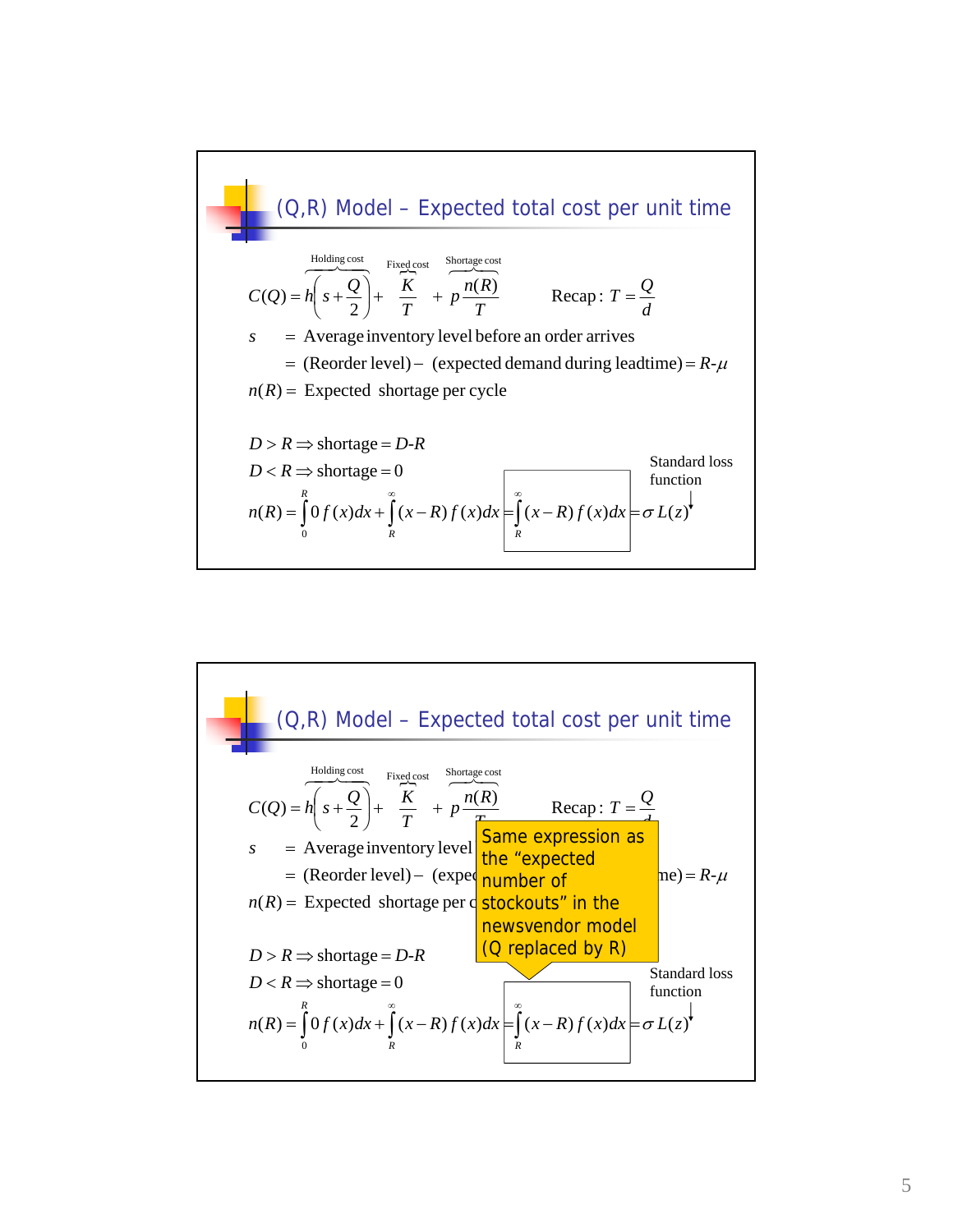## (Q,R) Model – Expected total cost per unit time

$$C(Q) = \overbrace{h\left(s + \frac{Q}{2}\right)}^{\text{Holding cost}} + \overbrace{\frac{K}{T}}^{\text{Fixed cost}} + \overbrace{p\frac{n(R)}{T}}^{\text{Shortage cost}} \qquad \text{Recap: } T = \frac{Q}{d}$$

$s$ = Average inventory level before an order arrives

= (Reorder level) – (expected demand during leadtime) = $R$-$\mu$

$n(R)$ = Expected shortage per cycle

$D > R \Rightarrow$ shortage = $D$-$R$

$D < R \Rightarrow$ shortage = 0

$$n(R) = \int_0^R 0\, f(x)dx + \int_R^\infty (x-R)\, f(x)dx = \int_R^\infty (x-R)\, f(x)dx = \sigma\, L(z)$$

Standard loss function

## (Q,R) Model – Expected total cost per unit time

$$C(Q) = \overbrace{h\left(s + \frac{Q}{2}\right)}^{\text{Holding cost}} + \overbrace{\frac{K}{T}}^{\text{Fixed cost}} + \overbrace{p\frac{n(R)}{T}}^{\text{Shortage cost}} \qquad \text{Recap: } T = \frac{Q}{d}$$

$s$ = Average inventory level before an order arrives

= (Reorder level) – (expected demand during leadtime) = $R$-$\mu$

$n(R)$ = Expected shortage per cycle

$D > R \Rightarrow$ shortage = $D$-$R$

$D < R \Rightarrow$ shortage = 0

$$n(R) = \int_0^R 0\, f(x)dx + \int_R^\infty (x-R)\, f(x)dx = \int_R^\infty (x-R)\, f(x)dx = \sigma\, L(z)$$

Standard loss function

Same expression as the "expected number of stockouts" in the newsvendor model (Q replaced by R)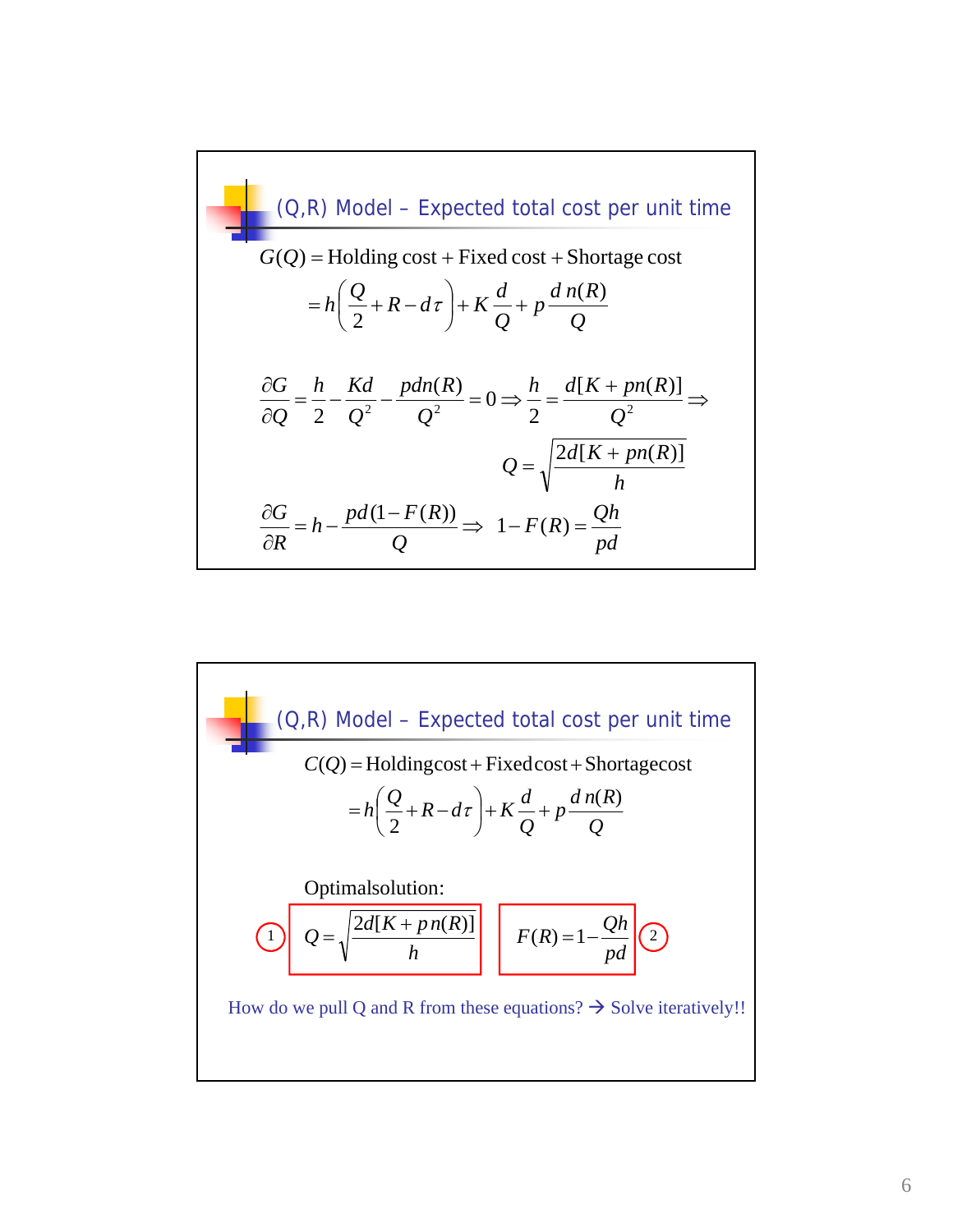## (Q,R) Model – Expected total cost per unit time

$$G(Q) = \text{Holding cost} + \text{Fixed cost} + \text{Shortage cost}$$

$$= h\left(\frac{Q}{2} + R - d\tau\right) + K\frac{d}{Q} + p\frac{d\,n(R)}{Q}$$

$$\frac{\partial G}{\partial Q} = \frac{h}{2} - \frac{Kd}{Q^2} - \frac{pdn(R)}{Q^2} = 0 \Rightarrow \frac{h}{2} = \frac{d[K + pn(R)]}{Q^2} \Rightarrow$$

$$Q = \sqrt{\frac{2d[K + pn(R)]}{h}}$$

$$\frac{\partial G}{\partial R} = h - \frac{pd(1 - F(R))}{Q} \Rightarrow \;\; 1 - F(R) = \frac{Qh}{pd}$$

## (Q,R) Model – Expected total cost per unit time

$$C(Q) = \text{Holding cost} + \text{Fixed cost} + \text{Shortage cost}$$

$$= h\left(\frac{Q}{2} + R - d\tau\right) + K\frac{d}{Q} + p\frac{d\,n(R)}{Q}$$

Optimal solution:

(1) $$Q = \sqrt{\frac{2d[K + p\,n(R)]}{h}}$$

(2) $$F(R) = 1 - \frac{Qh}{pd}$$

How do we pull Q and R from these equations? → Solve iteratively!!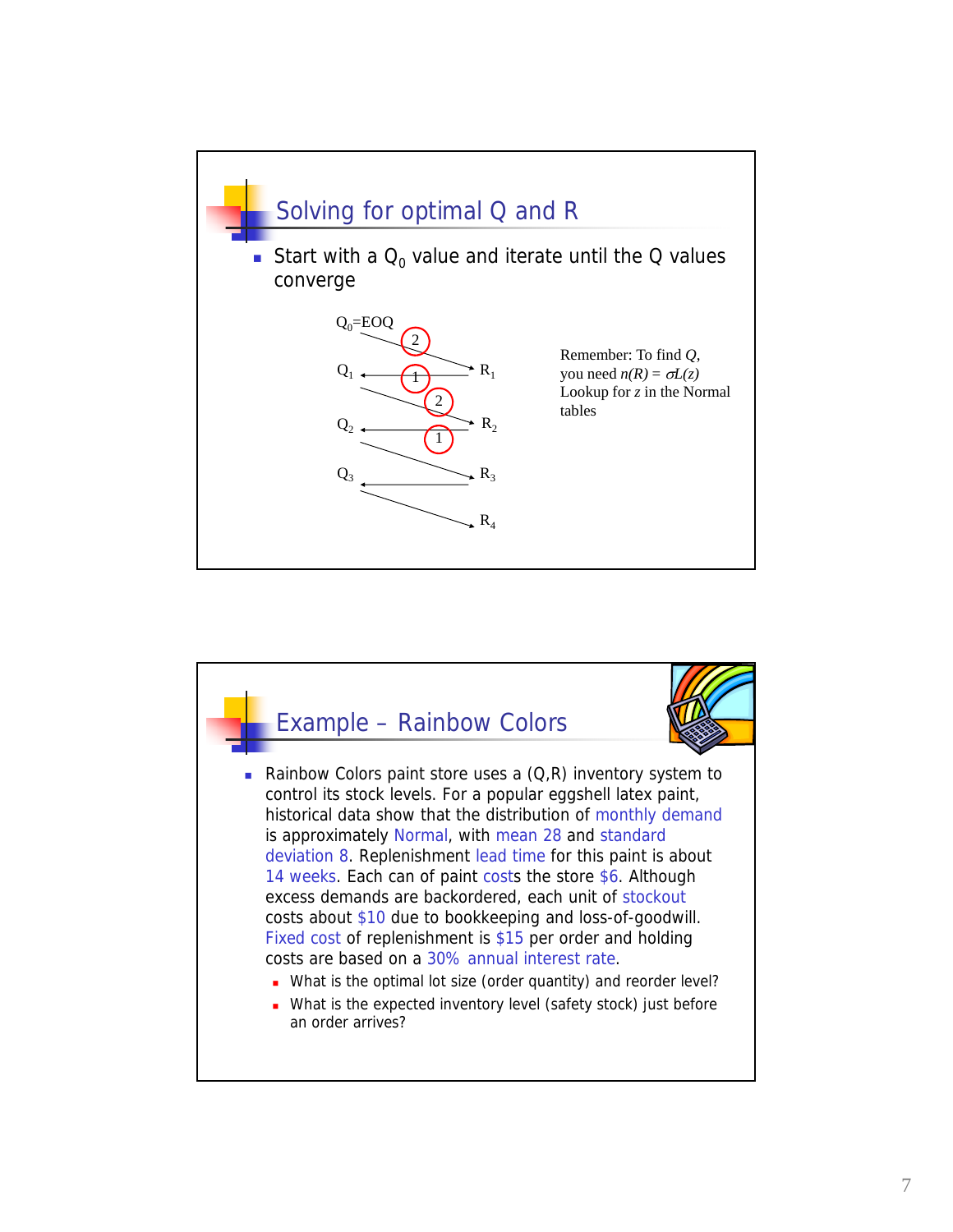## Solving for optimal Q and R

- Start with a $Q_0$ value and iterate until the Q values converge

$Q_0$=EOQ → (2) → $R_1$ → (1) → $Q_1$ → (2) → $R_2$ → (1) → $Q_2$ → $R_3$ → $Q_3$ → $R_4$

Remember: To find $Q$, you need $n(R) = \sigma L(z)$
Lookup for $z$ in the Normal tables

## Example – Rainbow Colors

- Rainbow Colors paint store uses a (Q,R) inventory system to control its stock levels. For a popular eggshell latex paint, historical data show that the distribution of monthly demand is approximately Normal, with mean 28 and standard deviation 8. Replenishment lead time for this paint is about 14 weeks. Each can of paint costs the store \$6. Although excess demands are backordered, each unit of stockout costs about \$10 due to bookkeeping and loss-of-goodwill. Fixed cost of replenishment is \$15 per order and holding costs are based on a 30% annual interest rate.
  - What is the optimal lot size (order quantity) and reorder level?
  - What is the expected inventory level (safety stock) just before an order arrives?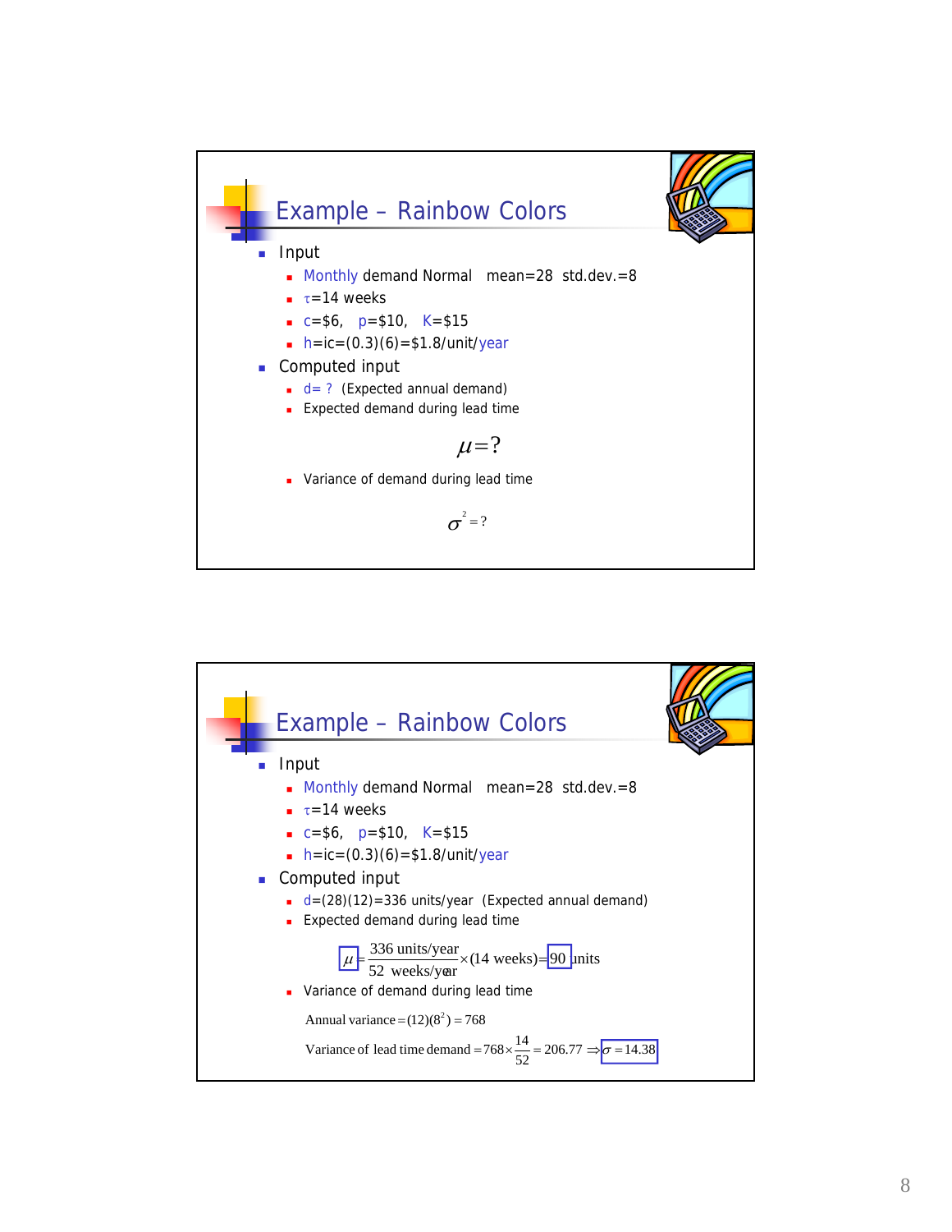## Example – Rainbow Colors

- Input
  - Monthly demand Normal mean=28 std.dev.=8
  - $\tau$=14 weeks
  - c=\$6, p=\$10, K=\$15
  - h=ic=(0.3)(6)=\$1.8/unit/year
- Computed input
  - d= ? (Expected annual demand)
  - Expected demand during lead time

$$\mu = ?$$

  - Variance of demand during lead time

$$\sigma^2 = ?$$

## Example – Rainbow Colors

- Input
  - Monthly demand Normal mean=28 std.dev.=8
  - $\tau$=14 weeks
  - c=\$6, p=\$10, K=\$15
  - h=ic=(0.3)(6)=\$1.8/unit/year
- Computed input
  - d=(28)(12)=336 units/year (Expected annual demand)
  - Expected demand during lead time

$$\boxed{\mu} = \frac{336 \text{ units/year}}{52 \text{ weeks/year}} \times (14 \text{ weeks}) = \boxed{90} \text{ units}$$

  - Variance of demand during lead time

$$\text{Annual variance} = (12)(8^2) = 768$$

$$\text{Variance of lead time demand} = 768 \times \frac{14}{52} = 206.77 \Rightarrow \boxed{\sigma = 14.38}$$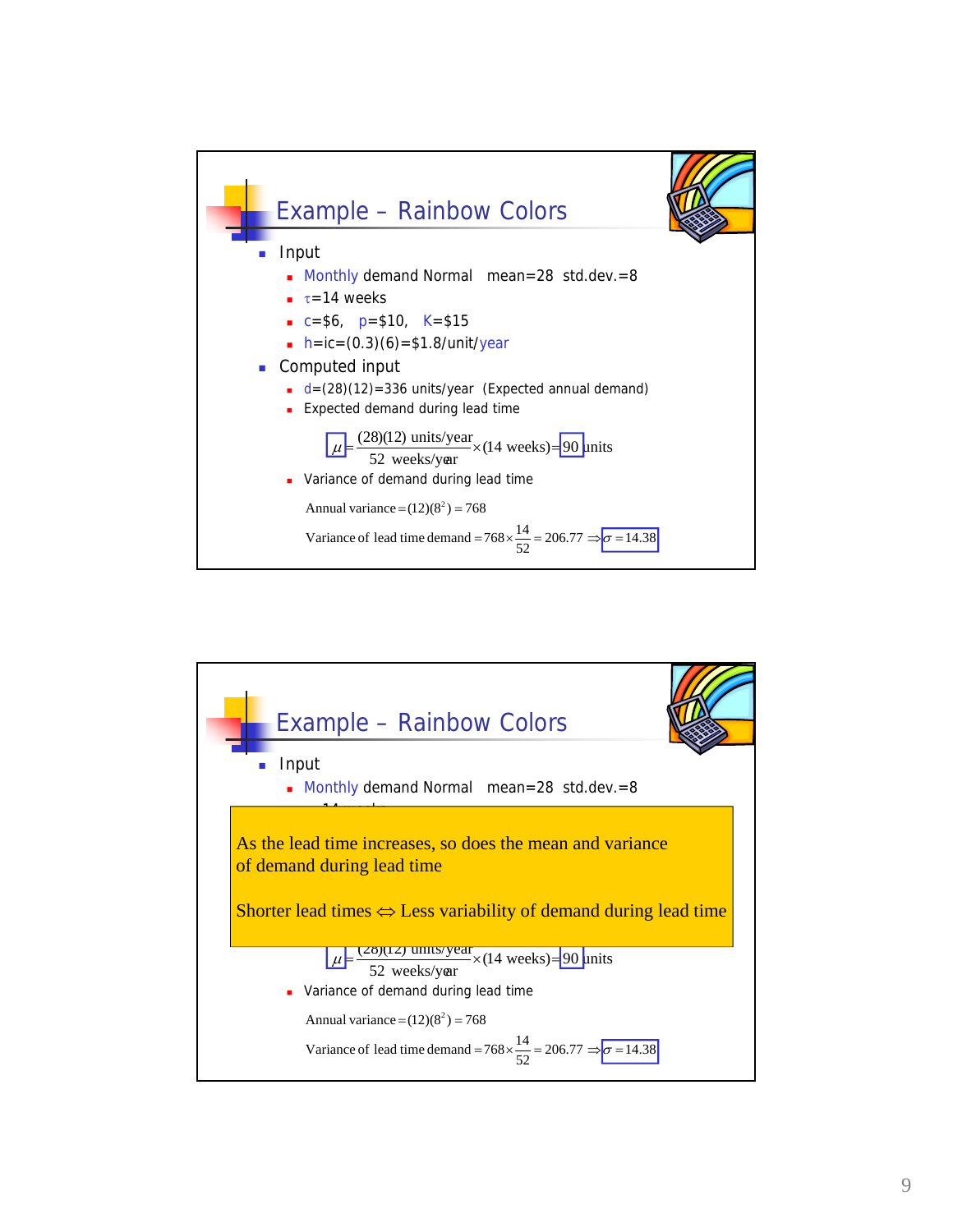## Example – Rainbow Colors

- Input
  - Monthly demand Normal   mean=28  std.dev.=8
  - $\tau$=14 weeks
  - c=$6,   p=$10,   K=$15
  - h=ic=(0.3)(6)=$1.8/unit/year
- Computed input
  - d=(28)(12)=336 units/year  (Expected annual demand)
  - Expected demand during lead time

$$\mu = \frac{(28)(12)\ \text{units/year}}{52\ \text{weeks/year}} \times (14\ \text{weeks}) = 90\ \text{units}$$

  - Variance of demand during lead time

$$\text{Annual variance} = (12)(8^2) = 768$$

$$\text{Variance of lead time demand} = 768 \times \frac{14}{52} = 206.77 \Rightarrow \sigma = 14.38$$

## Example – Rainbow Colors

- Input
  - Monthly demand Normal   mean=28  std.dev.=8

As the lead time increases, so does the mean and variance of demand during lead time

Shorter lead times $\Leftrightarrow$ Less variability of demand during lead time

$$\mu = \frac{(28)(12)\ \text{units/year}}{52\ \text{weeks/year}} \times (14\ \text{weeks}) = 90\ \text{units}$$

  - Variance of demand during lead time

$$\text{Annual variance} = (12)(8^2) = 768$$

$$\text{Variance of lead time demand} = 768 \times \frac{14}{52} = 206.77 \Rightarrow \sigma = 14.38$$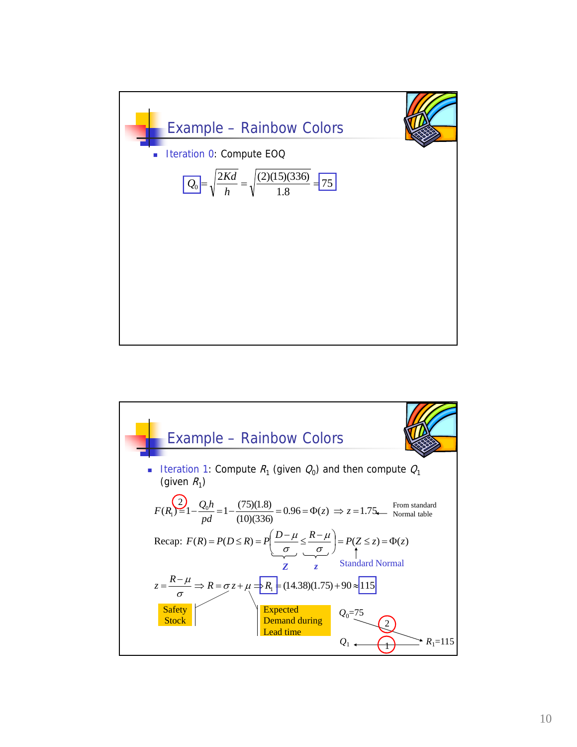## Example – Rainbow Colors

- Iteration 0: Compute EOQ

$$Q_0 = \sqrt{\frac{2Kd}{h}} = \sqrt{\frac{(2)(15)(336)}{1.8}} = 75$$

## Example – Rainbow Colors

- Iteration 1: Compute $R_1$ (given $Q_0$) and then compute $Q_1$ (given $R_1$)

$$F(R_1) = 1 - \frac{Q_0 h}{pd} = 1 - \frac{(75)(1.8)}{(10)(336)} = 0.96 = \Phi(z) \Rightarrow z = 1.75$$

← From standard Normal table

Recap:

$$F(R) = P(D \le R) = P\left(\underbrace{\frac{D-\mu}{\sigma}}_{Z} \le \underbrace{\frac{R-\mu}{\sigma}}_{z}\right) = P(Z \le z) = \Phi(z)$$

($Z$: Standard Normal)

$$z = \frac{R-\mu}{\sigma} \Rightarrow R = \sigma z + \mu \Rightarrow R_1 = (14.38)(1.75) + 90 \approx 115$$

Safety Stock ($\sigma z$); Expected Demand during Lead time ($\mu$)

$Q_0 = 75$ → (2) → $R_1 = 115$ → (1) → $Q_1$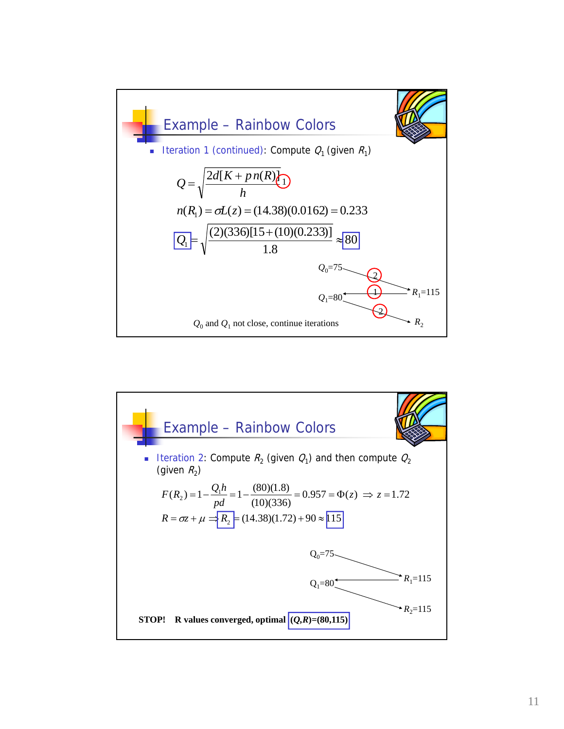## Example – Rainbow Colors

- Iteration 1 (continued): Compute $Q_1$ (given $R_1$)

$$Q = \sqrt{\frac{2d[K + p\,n(R)]}{h}} \quad (1)$$

$$n(R_1) = \sigma L(z) = (14.38)(0.0162) = 0.233$$

$$Q_1 = \sqrt{\frac{(2)(336)[15 + (10)(0.233)]}{1.8}} \approx 80$$

$Q_0=75$ →(2)→ $R_1=115$

$R_1=115$ →(1)→ $Q_1=80$

$Q_1=80$ →(2)→ $R_2$

$Q_0$ and $Q_1$ not close, continue iterations

## Example – Rainbow Colors

- Iteration 2: Compute $R_2$ (given $Q_1$) and then compute $Q_2$ (given $R_2$)

$$F(R_2) = 1 - \frac{Q_1 h}{pd} = 1 - \frac{(80)(1.8)}{(10)(336)} = 0.957 = \Phi(z) \Rightarrow z = 1.72$$

$$R = \sigma z + \mu \Rightarrow R_2 = (14.38)(1.72) + 90 \approx 115$$

$Q_0=75$ → $R_1=115$

$R_1=115$ → $Q_1=80$

$Q_1=80$ → $R_2=115$

**STOP! R values converged, optimal $(Q,R)=(80,115)$**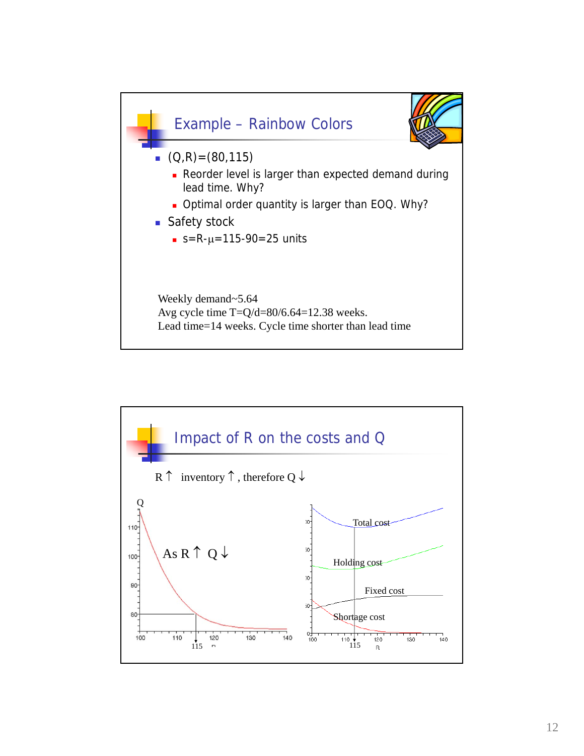## Example – Rainbow Colors

- (Q,R)=(80,115)
  - Reorder level is larger than expected demand during lead time. Why?
  - Optimal order quantity is larger than EOQ. Why?
- Safety stock
  - s=R-$\mu$=115-90=25 units

Weekly demand~5.64
Avg cycle time T=Q/d=80/6.64=12.38 weeks.
Lead time=14 weeks. Cycle time shorter than lead time

## Impact of R on the costs and Q

R↑ inventory↑, therefore Q↓

As R↑ Q↓

Total cost

Holding cost

Fixed cost

Shortage cost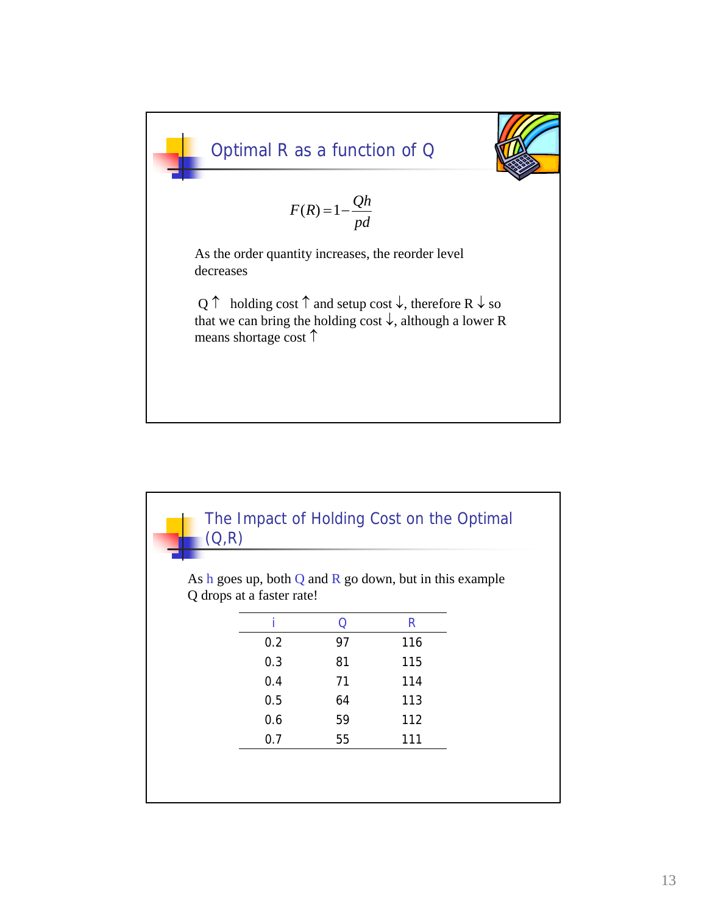## Optimal R as a function of Q

$$F(R) = 1 - \frac{Qh}{pd}$$

As the order quantity increases, the reorder level decreases

Q ↑ holding cost ↑ and setup cost ↓, therefore R ↓ so that we can bring the holding cost ↓, although a lower R means shortage cost ↑

## The Impact of Holding Cost on the Optimal (Q,R)

As h goes up, both Q and R go down, but in this example Q drops at a faster rate!

| i | Q | R |
|---|---|---|
| 0.2 | 97 | 116 |
| 0.3 | 81 | 115 |
| 0.4 | 71 | 114 |
| 0.5 | 64 | 113 |
| 0.6 | 59 | 112 |
| 0.7 | 55 | 111 |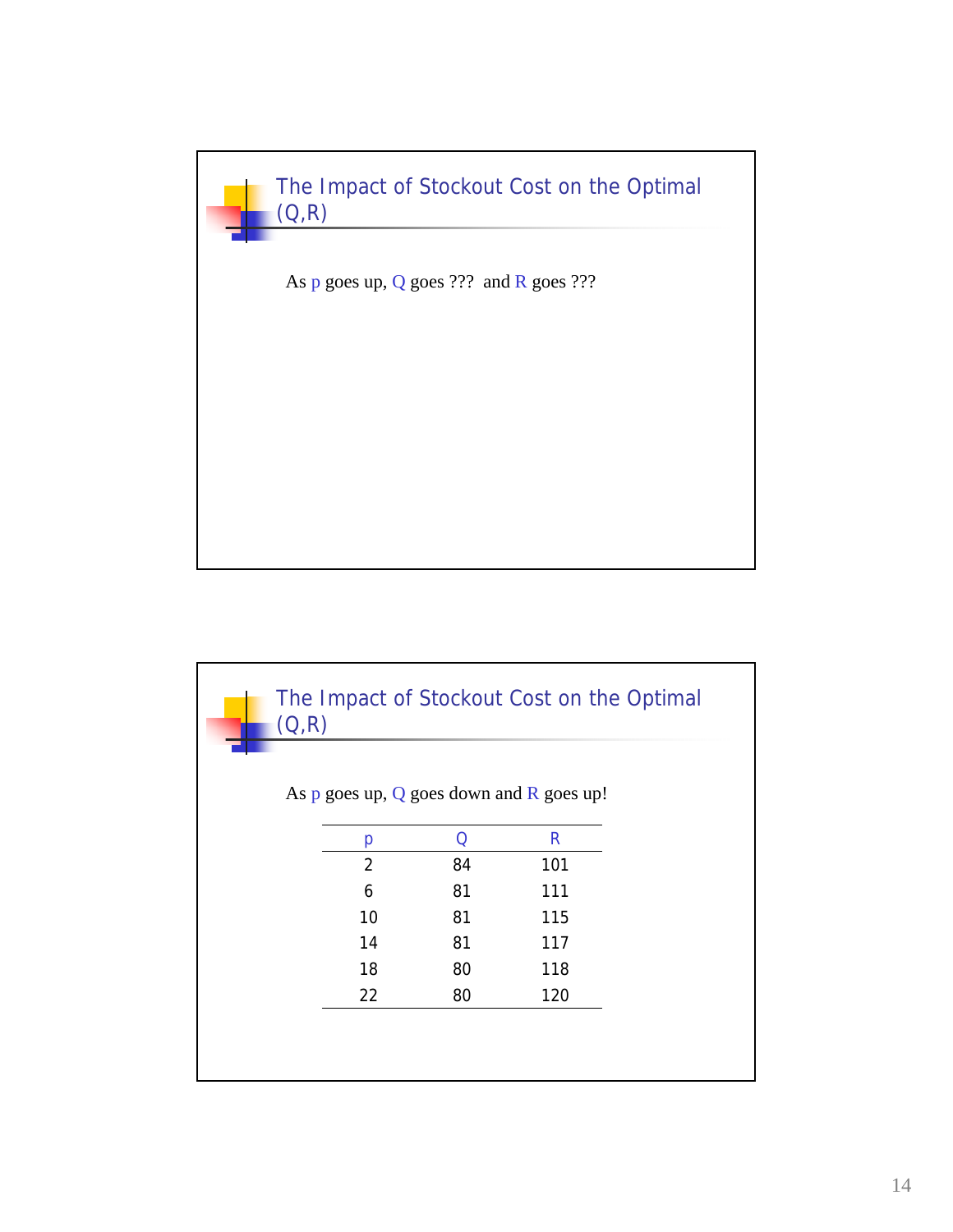## The Impact of Stockout Cost on the Optimal (Q,R)

As p goes up, Q goes ??? and R goes ???

## The Impact of Stockout Cost on the Optimal (Q,R)

As p goes up, Q goes down and R goes up!

| p | Q | R |
|---|---|---|
| 2 | 84 | 101 |
| 6 | 81 | 111 |
| 10 | 81 | 115 |
| 14 | 81 | 117 |
| 18 | 80 | 118 |
| 22 | 80 | 120 |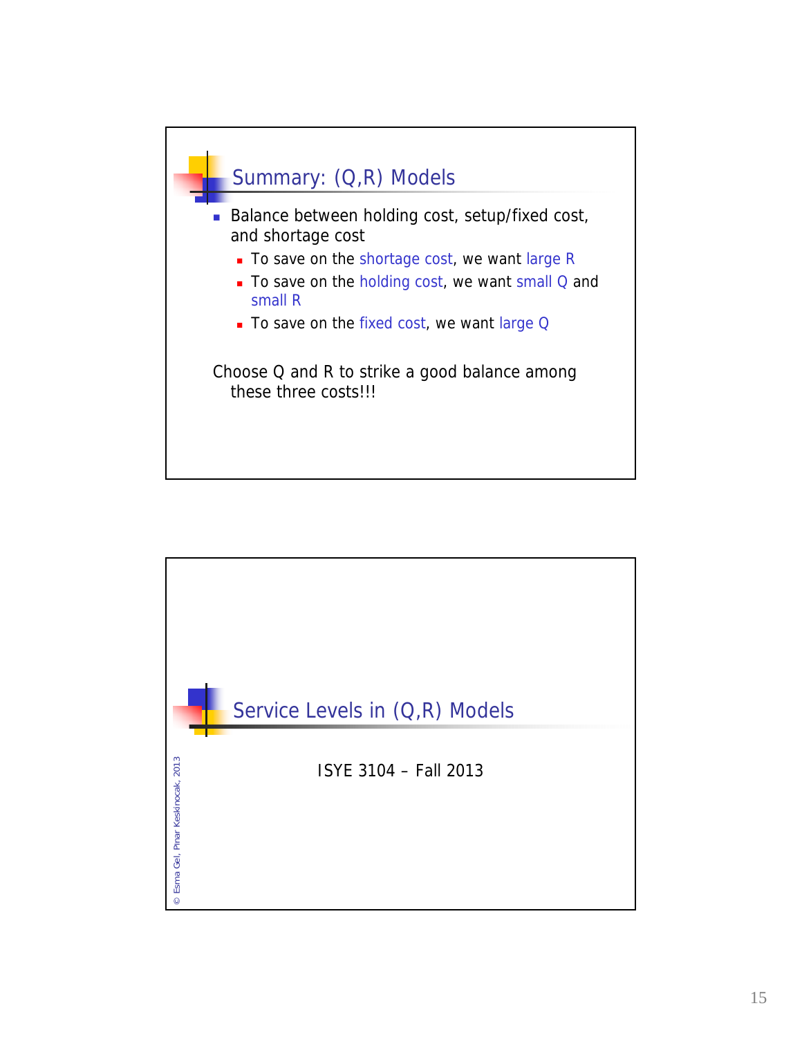## Summary: (Q,R) Models

- Balance between holding cost, setup/fixed cost, and shortage cost
  - To save on the shortage cost, we want large R
  - To save on the holding cost, we want small Q and small R
  - To save on the fixed cost, we want large Q

Choose Q and R to strike a good balance among these three costs!!!

## Service Levels in (Q,R) Models

ISYE 3104 – Fall 2013

© Esma Gel, Pinar Keskinocak, 2013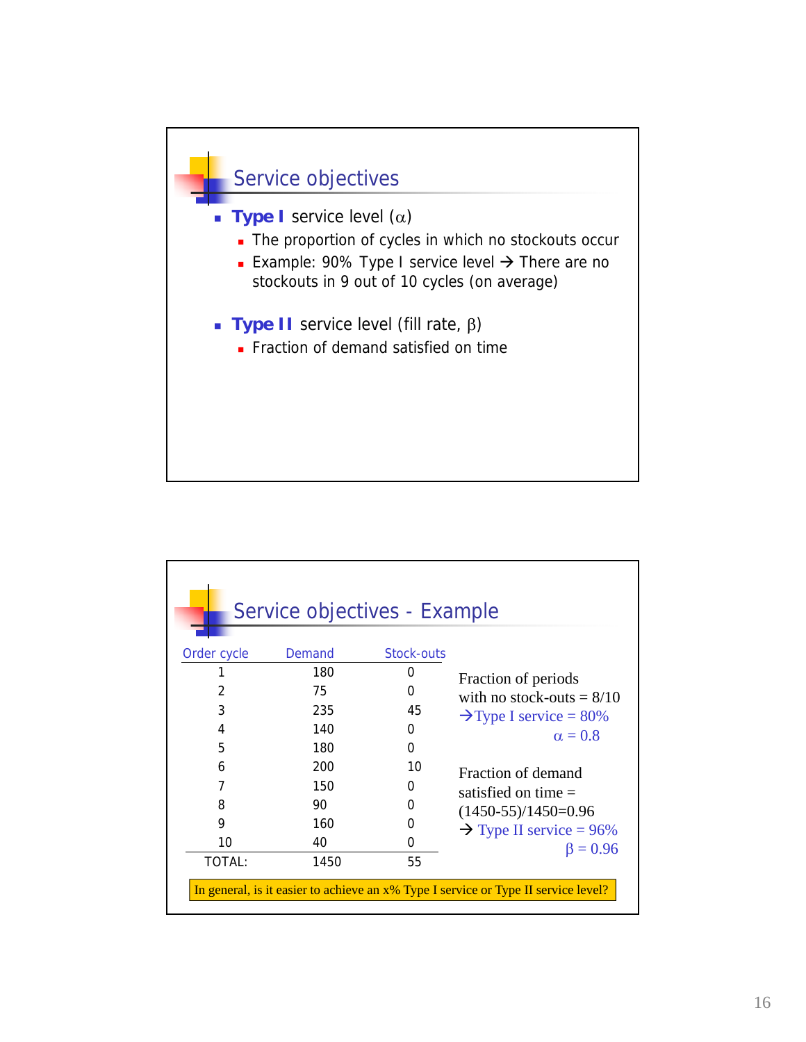## Service objectives

- **Type I** service level ($\alpha$)
  - The proportion of cycles in which no stockouts occur
  - Example: 90% Type I service level → There are no stockouts in 9 out of 10 cycles (on average)
- **Type II** service level (fill rate, $\beta$)
  - Fraction of demand satisfied on time

## Service objectives - Example

| Order cycle | Demand | Stock-outs |
|---|---|---|
| 1 | 180 | 0 |
| 2 | 75 | 0 |
| 3 | 235 | 45 |
| 4 | 140 | 0 |
| 5 | 180 | 0 |
| 6 | 200 | 10 |
| 7 | 150 | 0 |
| 8 | 90 | 0 |
| 9 | 160 | 0 |
| 10 | 40 | 0 |
| TOTAL: | 1450 | 55 |

Fraction of periods with no stock-outs = 8/10
→ Type I service = 80%
$\alpha = 0.8$

Fraction of demand satisfied on time = (1450-55)/1450=0.96
→ Type II service = 96%
$\beta = 0.96$

In general, is it easier to achieve an x% Type I service or Type II service level?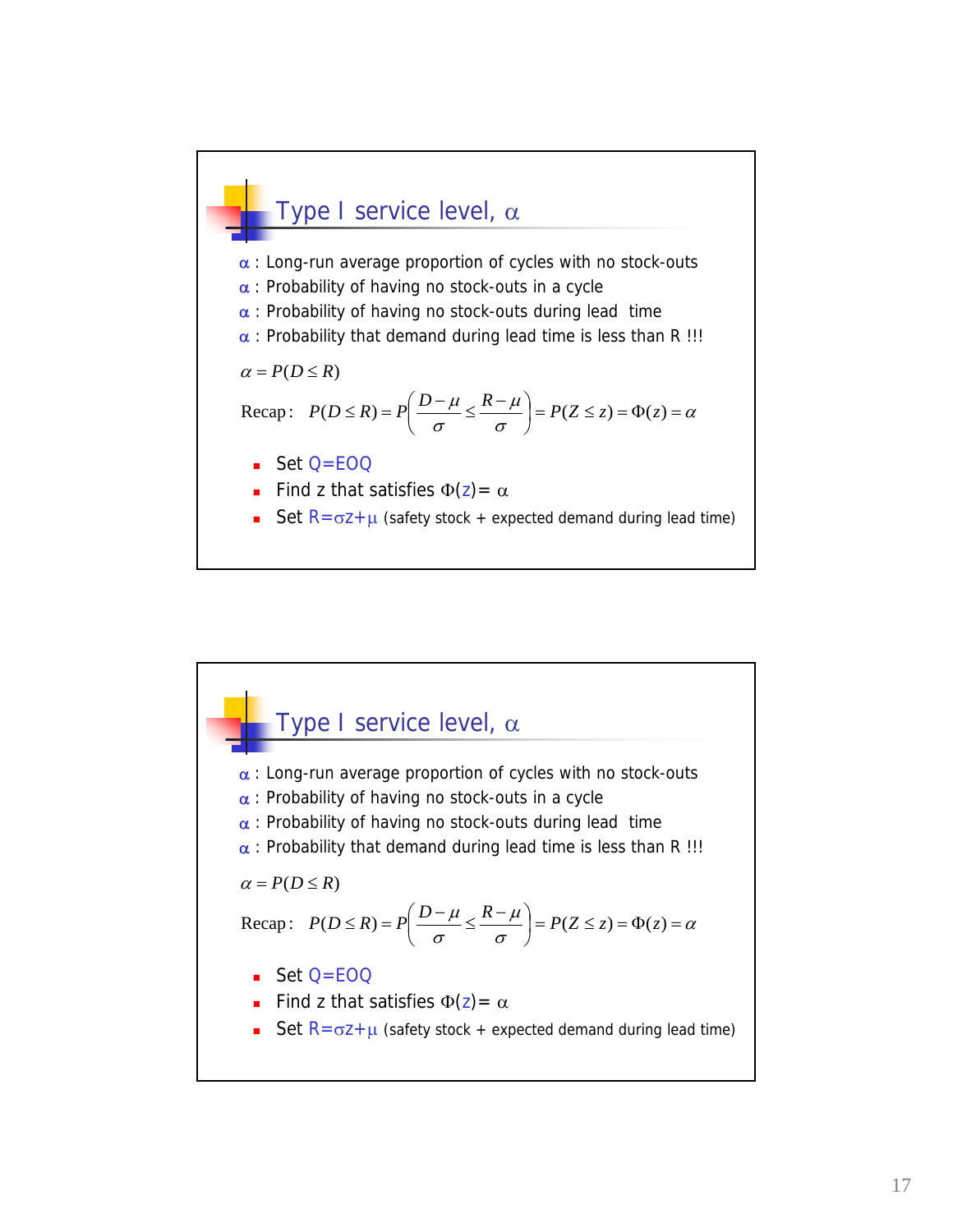## Type I service level, $\alpha$

$\alpha$ : Long-run average proportion of cycles with no stock-outs
$\alpha$ : Probability of having no stock-outs in a cycle
$\alpha$ : Probability of having no stock-outs during lead time
$\alpha$ : Probability that demand during lead time is less than R !!!

$$\alpha = P(D \le R)$$

$$\text{Recap:} \quad P(D \le R) = P\left(\frac{D-\mu}{\sigma} \le \frac{R-\mu}{\sigma}\right) = P(Z \le z) = \Phi(z) = \alpha$$

- Set Q=EOQ
- Find z that satisfies $\Phi(z) = \alpha$
- Set $R = \sigma z + \mu$ (safety stock + expected demand during lead time)

## Type I service level, $\alpha$

$\alpha$ : Long-run average proportion of cycles with no stock-outs
$\alpha$ : Probability of having no stock-outs in a cycle
$\alpha$ : Probability of having no stock-outs during lead time
$\alpha$ : Probability that demand during lead time is less than R !!!

$$\alpha = P(D \le R)$$

$$\text{Recap:} \quad P(D \le R) = P\left(\frac{D-\mu}{\sigma} \le \frac{R-\mu}{\sigma}\right) = P(Z \le z) = \Phi(z) = \alpha$$

- Set Q=EOQ
- Find z that satisfies $\Phi(z) = \alpha$
- Set $R = \sigma z + \mu$ (safety stock + expected demand during lead time)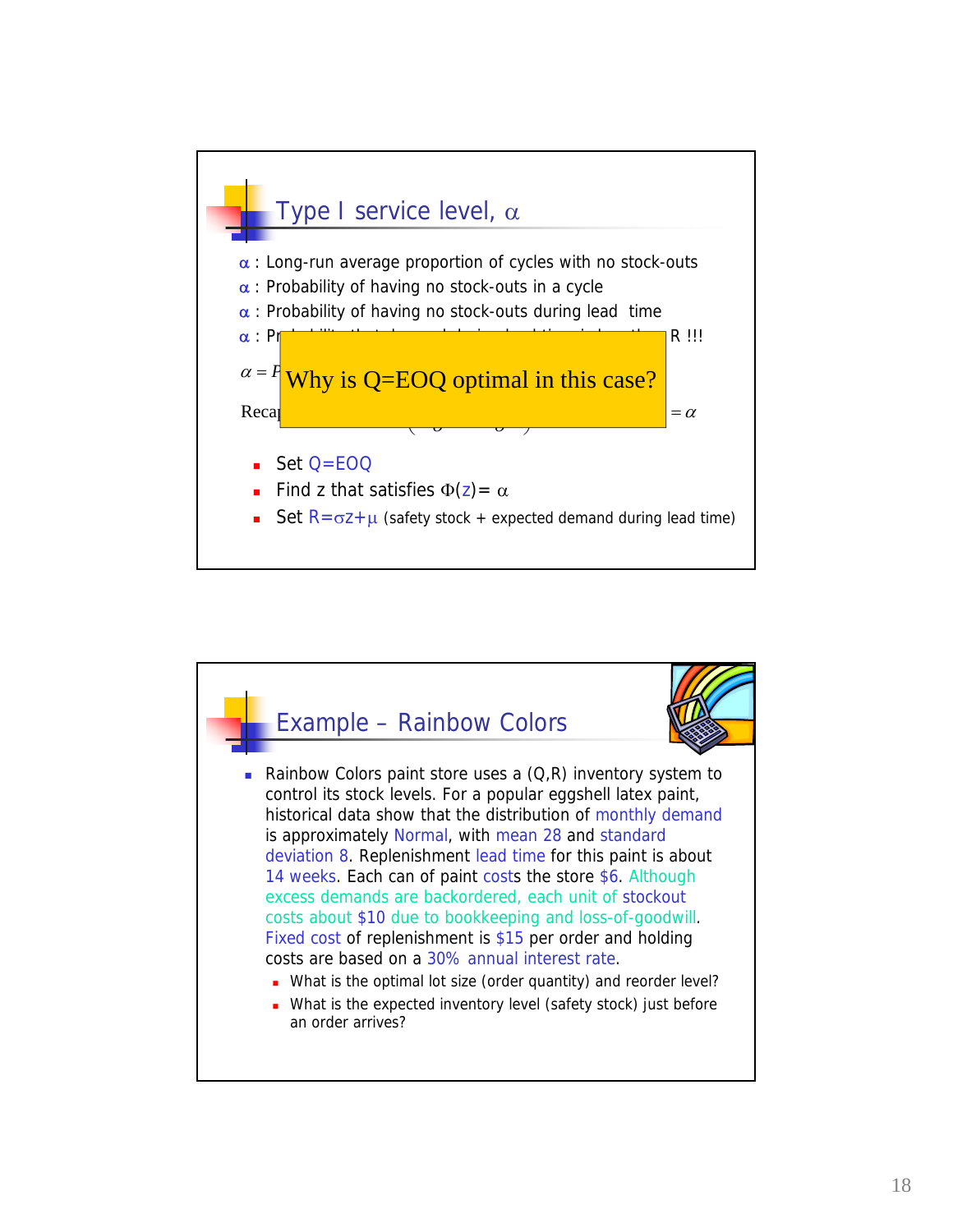## Type I service level, $\alpha$

$\alpha$ : Long-run average proportion of cycles with no stock-outs
$\alpha$ : Probability of having no stock-outs in a cycle
$\alpha$ : Probability of having no stock-outs during lead time
$\alpha$ : Pr R !!!

$\alpha = F$

Why is Q=EOQ optimal in this case?

Recap $= \alpha$

- Set Q=EOQ
- Find z that satisfies $\Phi(z) = \alpha$
- Set $R = \sigma z + \mu$ (safety stock + expected demand during lead time)

## Example – Rainbow Colors

- Rainbow Colors paint store uses a (Q,R) inventory system to control its stock levels. For a popular eggshell latex paint, historical data show that the distribution of monthly demand is approximately Normal, with mean 28 and standard deviation 8. Replenishment lead time for this paint is about 14 weeks. Each can of paint costs the store \$6. Although excess demands are backordered, each unit of stockout costs about \$10 due to bookkeeping and loss-of-goodwill. Fixed cost of replenishment is \$15 per order and holding costs are based on a 30% annual interest rate.
  - What is the optimal lot size (order quantity) and reorder level?
  - What is the expected inventory level (safety stock) just before an order arrives?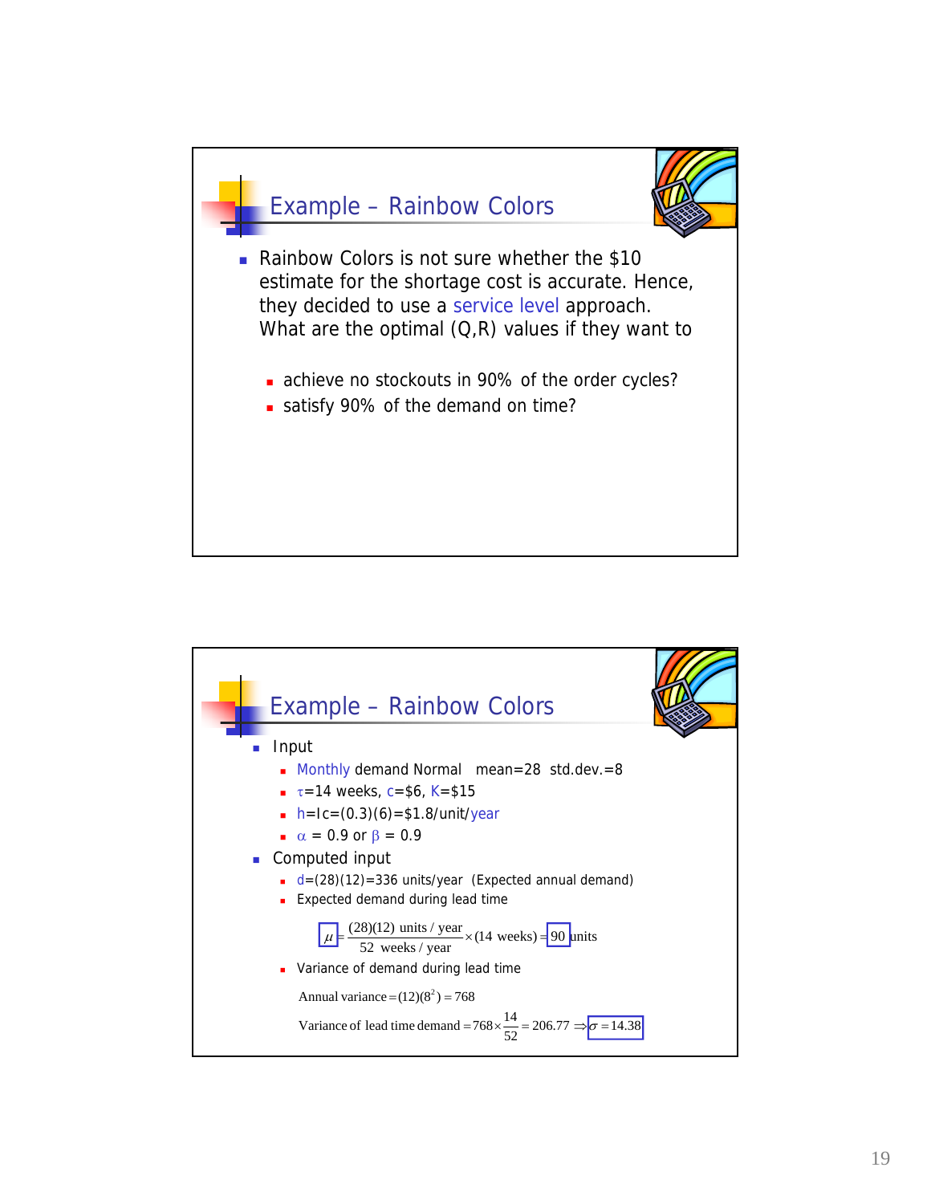## Example – Rainbow Colors

- Rainbow Colors is not sure whether the $10 estimate for the shortage cost is accurate. Hence, they decided to use a service level approach. What are the optimal (Q,R) values if they want to
  - achieve no stockouts in 90% of the order cycles?
  - satisfy 90% of the demand on time?

## Example – Rainbow Colors

- Input
  - Monthly demand Normal mean=28 std.dev.=8
  - $\tau$=14 weeks, c=$6, K=$15
  - h=Ic=(0.3)(6)=$1.8/unit/year
  - $\alpha$ = 0.9 or $\beta$ = 0.9
- Computed input
  - d=(28)(12)=336 units/year (Expected annual demand)
  - Expected demand during lead time

$$\mu = \frac{(28)(12) \text{ units / year}}{52 \text{ weeks / year}} \times (14 \text{ weeks}) = 90 \text{ units}$$

  - Variance of demand during lead time

$$\text{Annual variance} = (12)(8^2) = 768$$

$$\text{Variance of lead time demand} = 768 \times \frac{14}{52} = 206.77 \Rightarrow \sigma = 14.38$$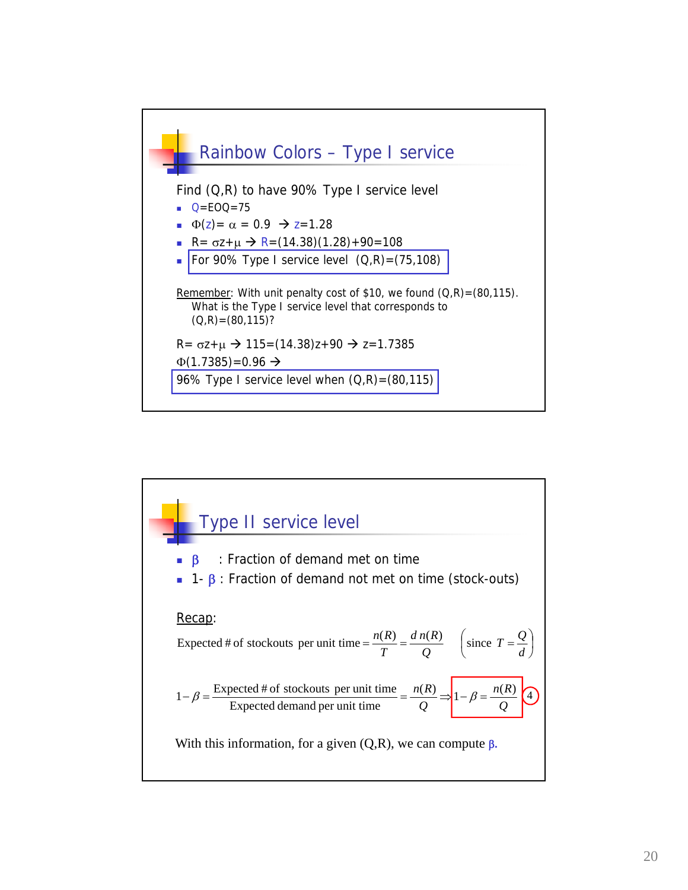## Rainbow Colors – Type I service

Find (Q,R) to have 90% Type I service level

- Q=EOQ=75
- $\Phi(z) = \alpha = 0.9$ → $z=1.28$
- $R = \sigma z + \mu$ → $R=(14.38)(1.28)+90=108$
- For 90% Type I service level (Q,R)=(75,108)

Remember: With unit penalty cost of $10, we found (Q,R)=(80,115). What is the Type I service level that corresponds to (Q,R)=(80,115)?

$R = \sigma z + \mu$ → $115=(14.38)z+90$ → $z=1.7385$

$\Phi(1.7385)=0.96$ →

96% Type I service level when (Q,R)=(80,115)

## Type II service level

- $\beta$ : Fraction of demand met on time
- $1-\beta$ : Fraction of demand not met on time (stock-outs)

Recap:

$$\text{Expected \# of stockouts per unit time} = \frac{n(R)}{T} = \frac{d\,n(R)}{Q} \qquad \left(\text{since } T = \frac{Q}{d}\right)$$

$$1-\beta = \frac{\text{Expected \# of stockouts per unit time}}{\text{Expected demand per unit time}} = \frac{n(R)}{Q} \Rightarrow 1-\beta = \frac{n(R)}{Q} \quad (4)$$

With this information, for a given (Q,R), we can compute $\beta$.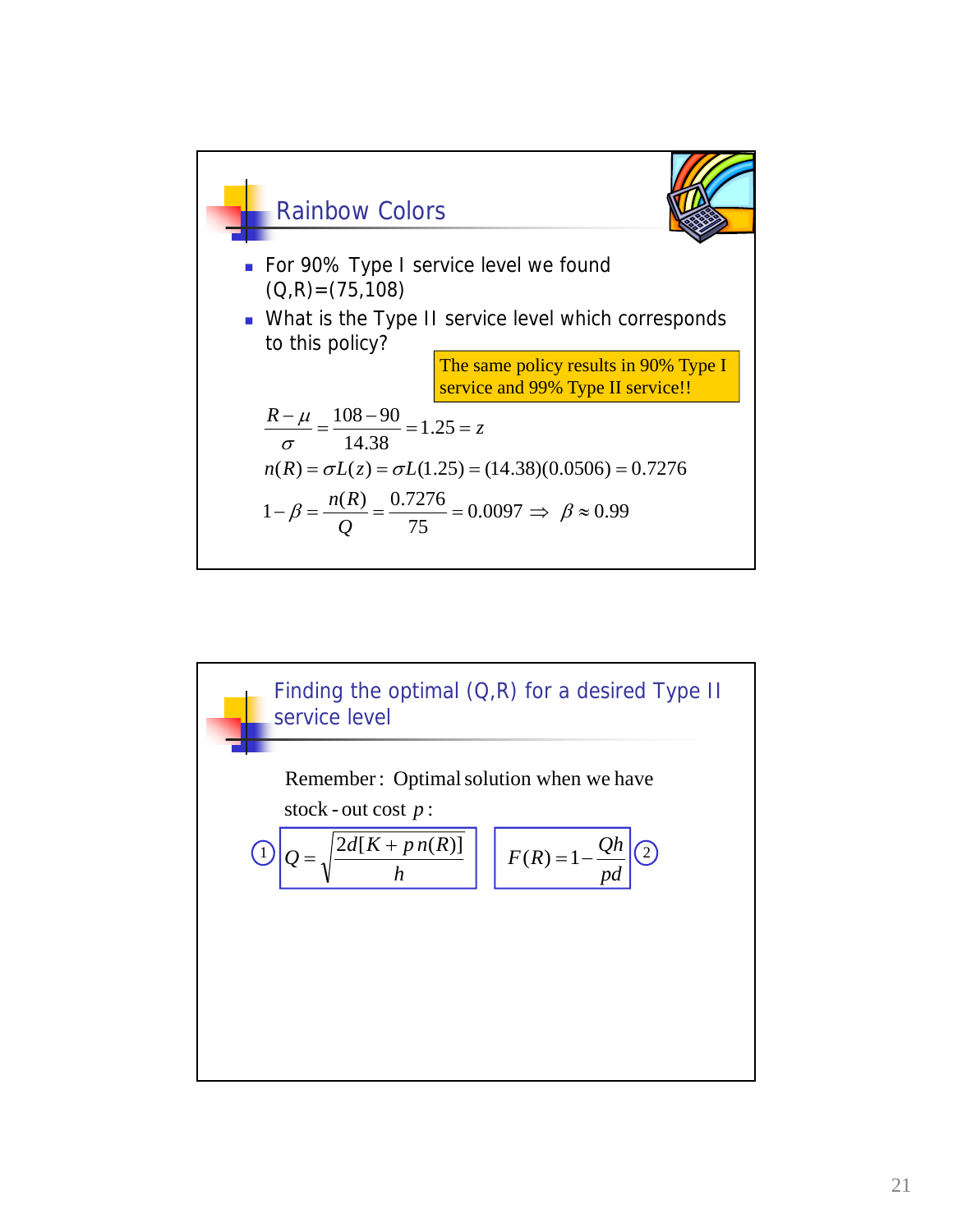## Rainbow Colors

- For 90% Type I service level we found (Q,R)=(75,108)
- What is the Type II service level which corresponds to this policy?

The same policy results in 90% Type I service and 99% Type II service!!

$$\frac{R-\mu}{\sigma} = \frac{108-90}{14.38} = 1.25 = z$$

$$n(R) = \sigma L(z) = \sigma L(1.25) = (14.38)(0.0506) = 0.7276$$

$$1-\beta = \frac{n(R)}{Q} = \frac{0.7276}{75} = 0.0097 \Rightarrow \beta \approx 0.99$$

## Finding the optimal (Q,R) for a desired Type II service level

Remember: Optimal solution when we have stock-out cost $p$:

(1) $$Q = \sqrt{\frac{2d[K + p\,n(R)]}{h}}$$

(2) $$F(R) = 1 - \frac{Qh}{pd}$$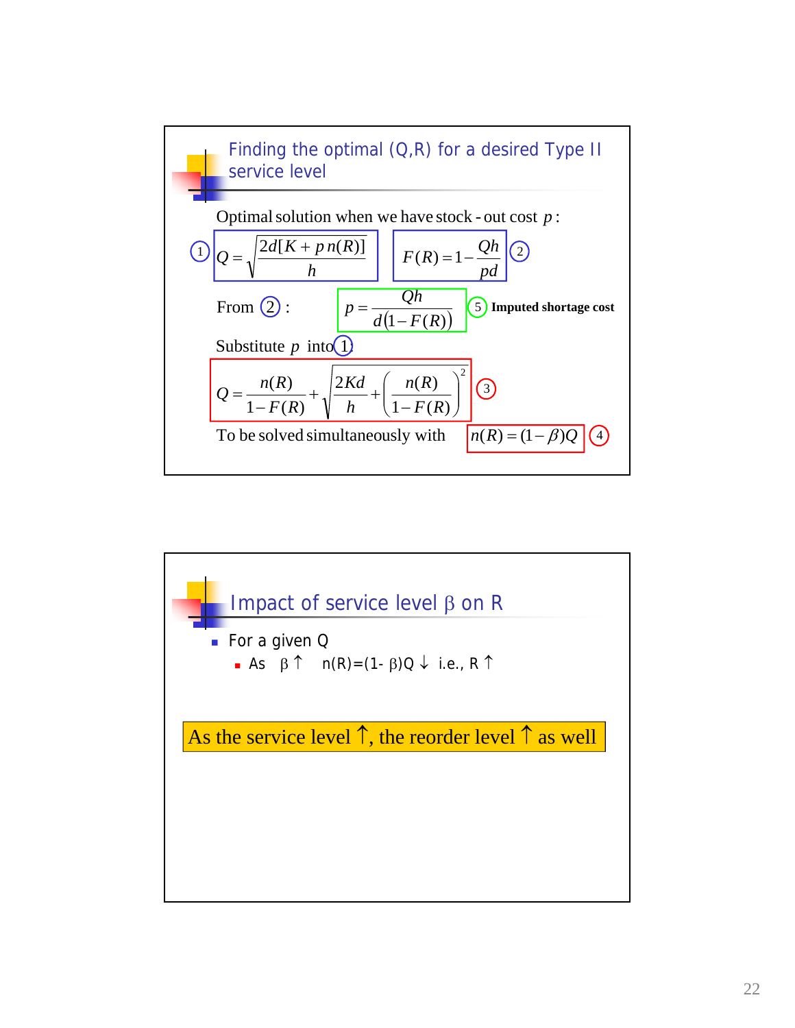## Finding the optimal (Q,R) for a desired Type II service level

Optimal solution when we have stock-out cost $p$:

(1) $$Q = \sqrt{\frac{2d[K + p\,n(R)]}{h}}$$

(2) $$F(R) = 1 - \frac{Qh}{pd}$$

From (2):

(5) $$p = \frac{Qh}{d(1 - F(R))}$$ **Imputed shortage cost**

Substitute $p$ into (1):

(3) $$Q = \frac{n(R)}{1 - F(R)} + \sqrt{\frac{2Kd}{h} + \left(\frac{n(R)}{1 - F(R)}\right)^2}$$

To be solved simultaneously with

(4) $$n(R) = (1 - \beta)Q$$

## Impact of service level β on R

- For a given Q
  - As $\beta \uparrow$ $n(R) = (1 - \beta)Q \downarrow$ i.e., $R \uparrow$

**As the service level ↑, the reorder level ↑ as well**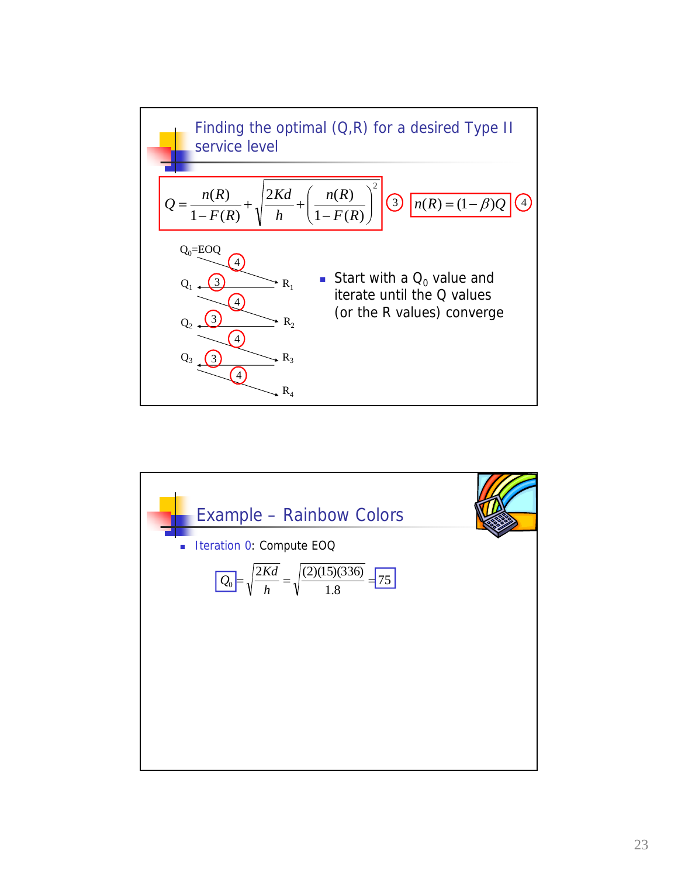## Finding the optimal (Q,R) for a desired Type II service level

$$Q = \frac{n(R)}{1-F(R)} + \sqrt{\frac{2Kd}{h} + \left(\frac{n(R)}{1-F(R)}\right)^2} \quad (3)$$

$$n(R) = (1-\beta)Q \quad (4)$$

$Q_0$=EOQ →(4)→ $R_1$ →(3)→ $Q_1$ →(4)→ $R_2$ →(3)→ $Q_2$ →(4)→ $R_3$ →(3)→ $Q_3$ →(4)→ $R_4$

- Start with a $Q_0$ value and iterate until the Q values (or the R values) converge

## Example – Rainbow Colors

- Iteration 0: Compute EOQ

$$Q_0 = \sqrt{\frac{2Kd}{h}} = \sqrt{\frac{(2)(15)(336)}{1.8}} = 75$$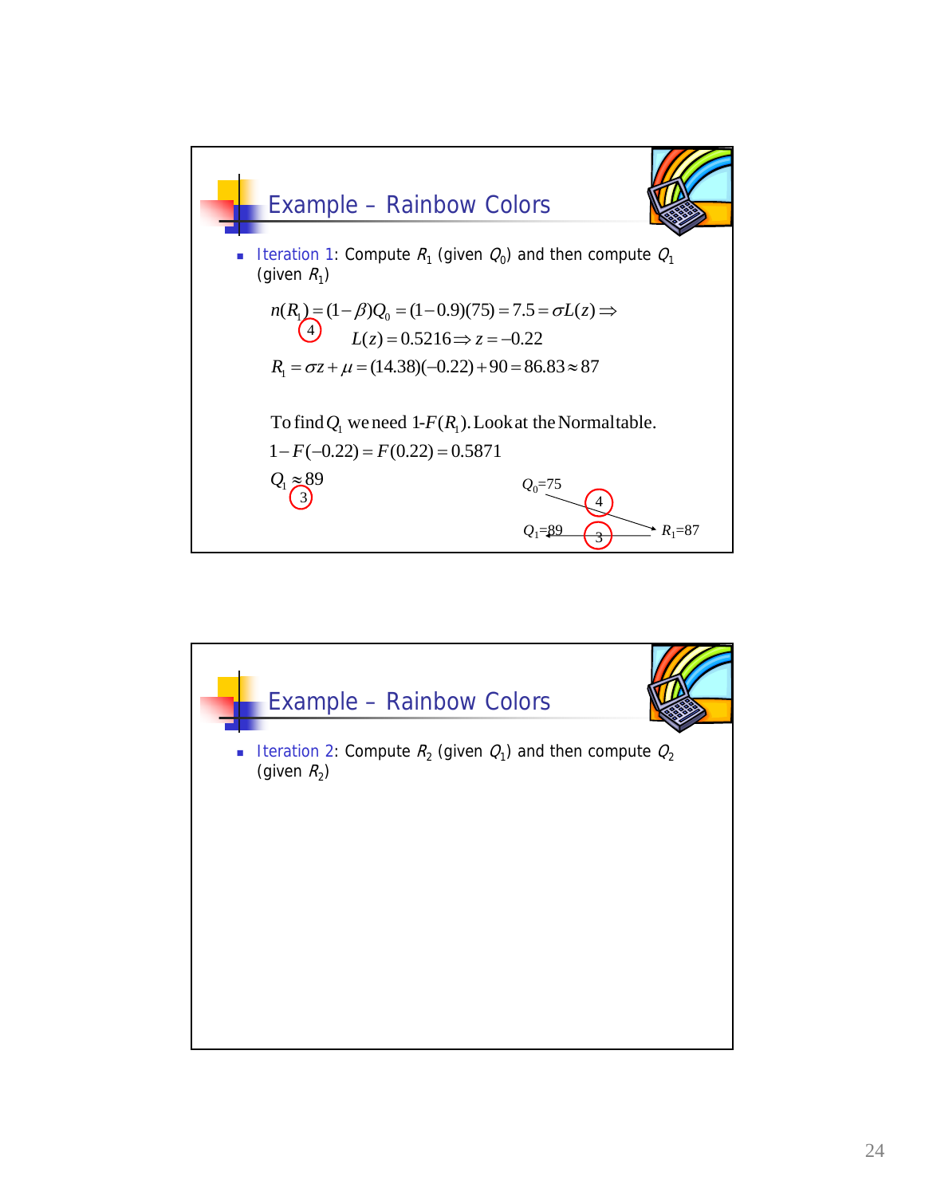## Example – Rainbow Colors

- Iteration 1: Compute $R_1$ (given $Q_0$) and then compute $Q_1$ (given $R_1$)

$$n(R_1) = (1-\beta)Q_0 = (1-0.9)(75) = 7.5 = \sigma L(z) \Rightarrow$$

(4)

$$L(z) = 0.5216 \Rightarrow z = -0.22$$

$$R_1 = \sigma z + \mu = (14.38)(-0.22) + 90 = 86.83 \approx 87$$

To find $Q_1$ we need 1-$F(R_1)$. Look at the Normal table.

$$1 - F(-0.22) = F(0.22) = 0.5871$$

$$Q_1 \approx 89$$

(3)

$Q_0$=75 → (4) → $R_1$=87

$Q_1$=89 ← (3) ← $R_1$=87

## Example – Rainbow Colors

- Iteration 2: Compute $R_2$ (given $Q_1$) and then compute $Q_2$ (given $R_2$)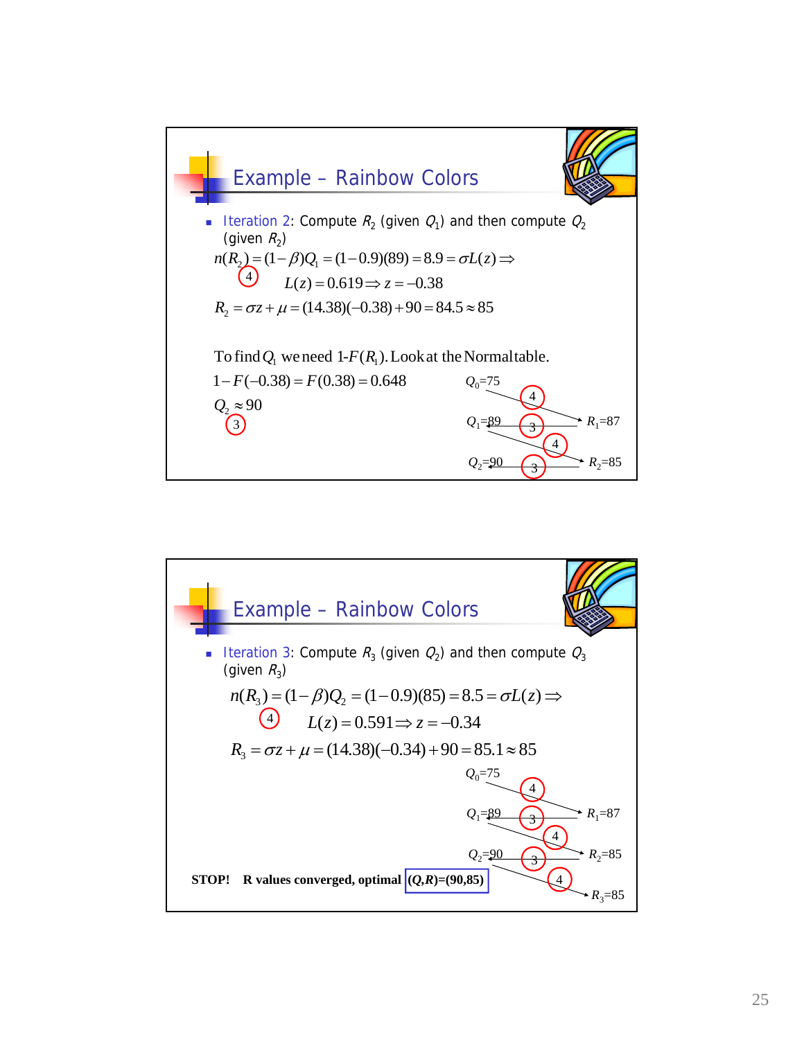## Example – Rainbow Colors

- Iteration 2: Compute $R_2$ (given $Q_1$) and then compute $Q_2$ (given $R_2$)

$$n(R_2) = (1-\beta)Q_1 = (1-0.9)(89) = 8.9 = \sigma L(z) \Rightarrow$$

(4)

$$L(z) = 0.619 \Rightarrow z = -0.38$$

$$R_2 = \sigma z + \mu = (14.38)(-0.38) + 90 = 84.5 \approx 85$$

To find $Q_1$ we need $1\text{-}F(R_1)$. Look at the Normal table.

$$1 - F(-0.38) = F(0.38) = 0.648$$

$$Q_2 \approx 90$$

(3)

$Q_0=75$ →(4)→ $R_1=87$

$Q_1=89$ ←(3)← $R_1=87$

$Q_1=89$ →(4)→ $R_2=85$

$Q_2=90$ ←(3)← $R_2=85$

## Example – Rainbow Colors

- Iteration 3: Compute $R_3$ (given $Q_2$) and then compute $Q_3$ (given $R_3$)

$$n(R_3) = (1-\beta)Q_2 = (1-0.9)(85) = 8.5 = \sigma L(z) \Rightarrow$$

(4)

$$L(z) = 0.591 \Rightarrow z = -0.34$$

$$R_3 = \sigma z + \mu = (14.38)(-0.34) + 90 = 85.1 \approx 85$$

$Q_0=75$ →(4)→ $R_1=87$

$Q_1=89$ ←(3)← $R_1=87$

$Q_1=89$ →(4)→ $R_2=85$

$Q_2=90$ ←(3)← $R_2=85$

$Q_2=90$ →(4)→ $R_3=85$

**STOP! R values converged, optimal (*Q*,*R*)=(90,85)**